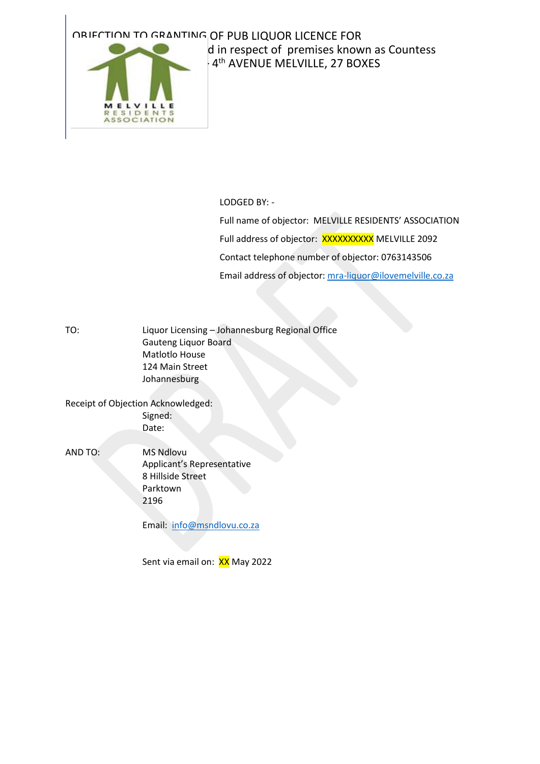# OBJECTION TO GRANTING OF PUB LIQUOR LICENCE FOR
d in respect of premises known as Countess
4th AVENUE MELVILLE, 27 BOXES

MELVILLE RESIDENTS ASSOCIATION

LODGED BY: -

Full name of objector: MELVILLE RESIDENTS' ASSOCIATION

Full address of objector: XXXXXXXXXX MELVILLE 2092

Contact telephone number of objector: 0763143506

Email address of objector: mra-liquor@ilovemelville.co.za

TO: Liquor Licensing – Johannesburg Regional Office
Gauteng Liquor Board
Matlotlo House
124 Main Street
Johannesburg

Receipt of Objection Acknowledged:
Signed:
Date:

AND TO: MS Ndlovu
Applicant's Representative
8 Hillside Street
Parktown
2196

Email: info@msndlovu.co.za

Sent via email on: XX May 2022

DRAFT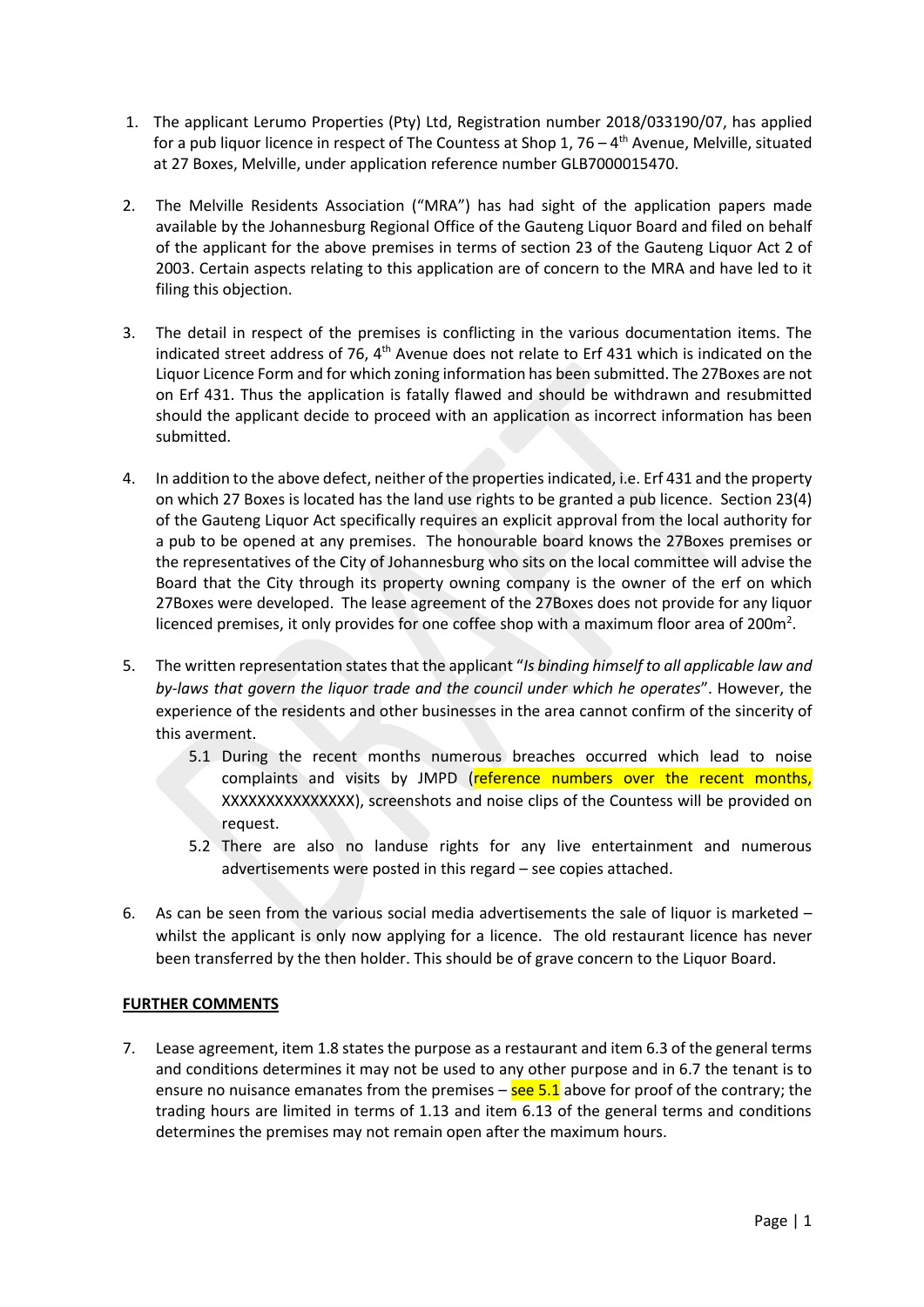1. The applicant Lerumo Properties (Pty) Ltd, Registration number 2018/033190/07, has applied for a pub liquor licence in respect of The Countess at Shop 1, 76 – 4th Avenue, Melville, situated at 27 Boxes, Melville, under application reference number GLB7000015470.

2. The Melville Residents Association ("MRA") has had sight of the application papers made available by the Johannesburg Regional Office of the Gauteng Liquor Board and filed on behalf of the applicant for the above premises in terms of section 23 of the Gauteng Liquor Act 2 of 2003. Certain aspects relating to this application are of concern to the MRA and have led to it filing this objection.

3. The detail in respect of the premises is conflicting in the various documentation items. The indicated street address of 76, 4th Avenue does not relate to Erf 431 which is indicated on the Liquor Licence Form and for which zoning information has been submitted. The 27Boxes are not on Erf 431. Thus the application is fatally flawed and should be withdrawn and resubmitted should the applicant decide to proceed with an application as incorrect information has been submitted.

4. In addition to the above defect, neither of the properties indicated, i.e. Erf 431 and the property on which 27 Boxes is located has the land use rights to be granted a pub licence. Section 23(4) of the Gauteng Liquor Act specifically requires an explicit approval from the local authority for a pub to be opened at any premises. The honourable board knows the 27Boxes premises or the representatives of the City of Johannesburg who sits on the local committee will advise the Board that the City through its property owning company is the owner of the erf on which 27Boxes were developed. The lease agreement of the 27Boxes does not provide for any liquor licenced premises, it only provides for one coffee shop with a maximum floor area of 200m$^2$.

5. The written representation states that the applicant "*Is binding himself to all applicable law and by-laws that govern the liquor trade and the council under which he operates*". However, the experience of the residents and other businesses in the area cannot confirm of the sincerity of this averment.
   - 5.1 During the recent months numerous breaches occurred which lead to noise complaints and visits by JMPD (reference numbers over the recent months, XXXXXXXXXXXXXXX), screenshots and noise clips of the Countess will be provided on request.
   - 5.2 There are also no landuse rights for any live entertainment and numerous advertisements were posted in this regard – see copies attached.

6. As can be seen from the various social media advertisements the sale of liquor is marketed – whilst the applicant is only now applying for a licence. The old restaurant licence has never been transferred by the then holder. This should be of grave concern to the Liquor Board.

**FURTHER COMMENTS**

7. Lease agreement, item 1.8 states the purpose as a restaurant and item 6.3 of the general terms and conditions determines it may not be used to any other purpose and in 6.7 the tenant is to ensure no nuisance emanates from the premises – see 5.1 above for proof of the contrary; the trading hours are limited in terms of 1.13 and item 6.13 of the general terms and conditions determines the premises may not remain open after the maximum hours.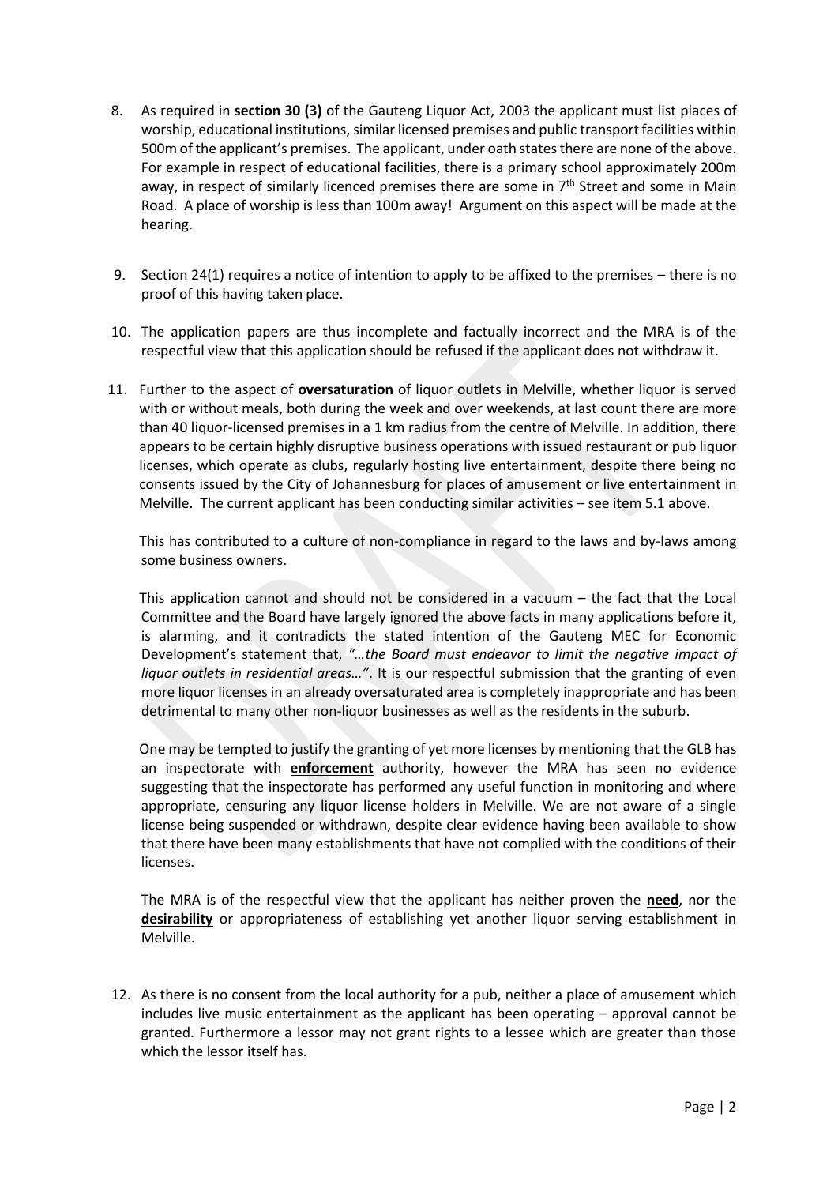8. As required in **section 30 (3)** of the Gauteng Liquor Act, 2003 the applicant must list places of worship, educational institutions, similar licensed premises and public transport facilities within 500m of the applicant's premises. The applicant, under oath states there are none of the above. For example in respect of educational facilities, there is a primary school approximately 200m away, in respect of similarly licenced premises there are some in 7th Street and some in Main Road. A place of worship is less than 100m away! Argument on this aspect will be made at the hearing.

9. Section 24(1) requires a notice of intention to apply to be affixed to the premises – there is no proof of this having taken place.

10. The application papers are thus incomplete and factually incorrect and the MRA is of the respectful view that this application should be refused if the applicant does not withdraw it.

11. Further to the aspect of **<u>oversaturation</u>** of liquor outlets in Melville, whether liquor is served with or without meals, both during the week and over weekends, at last count there are more than 40 liquor-licensed premises in a 1 km radius from the centre of Melville. In addition, there appears to be certain highly disruptive business operations with issued restaurant or pub liquor licenses, which operate as clubs, regularly hosting live entertainment, despite there being no consents issued by the City of Johannesburg for places of amusement or live entertainment in Melville. The current applicant has been conducting similar activities – see item 5.1 above.

    This has contributed to a culture of non-compliance in regard to the laws and by-laws among some business owners.

    This application cannot and should not be considered in a vacuum – the fact that the Local Committee and the Board have largely ignored the above facts in many applications before it, is alarming, and it contradicts the stated intention of the Gauteng MEC for Economic Development's statement that, *"…the Board must endeavor to limit the negative impact of liquor outlets in residential areas…"*. It is our respectful submission that the granting of even more liquor licenses in an already oversaturated area is completely inappropriate and has been detrimental to many other non-liquor businesses as well as the residents in the suburb.

    One may be tempted to justify the granting of yet more licenses by mentioning that the GLB has an inspectorate with **<u>enforcement</u>** authority, however the MRA has seen no evidence suggesting that the inspectorate has performed any useful function in monitoring and where appropriate, censuring any liquor license holders in Melville. We are not aware of a single license being suspended or withdrawn, despite clear evidence having been available to show that there have been many establishments that have not complied with the conditions of their licenses.

    The MRA is of the respectful view that the applicant has neither proven the **<u>need</u>**, nor the **<u>desirability</u>** or appropriateness of establishing yet another liquor serving establishment in Melville.

12. As there is no consent from the local authority for a pub, neither a place of amusement which includes live music entertainment as the applicant has been operating – approval cannot be granted. Furthermore a lessor may not grant rights to a lessee which are greater than those which the lessor itself has.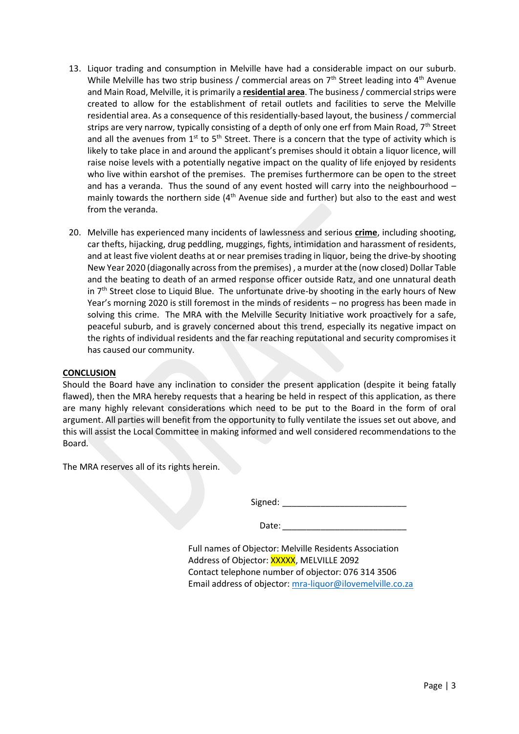13. Liquor trading and consumption in Melville have had a considerable impact on our suburb. While Melville has two strip business / commercial areas on 7th Street leading into 4th Avenue and Main Road, Melville, it is primarily a **residential area**. The business / commercial strips were created to allow for the establishment of retail outlets and facilities to serve the Melville residential area. As a consequence of this residentially-based layout, the business / commercial strips are very narrow, typically consisting of a depth of only one erf from Main Road, 7th Street and all the avenues from 1st to 5th Street. There is a concern that the type of activity which is likely to take place in and around the applicant's premises should it obtain a liquor licence, will raise noise levels with a potentially negative impact on the quality of life enjoyed by residents who live within earshot of the premises. The premises furthermore can be open to the street and has a veranda. Thus the sound of any event hosted will carry into the neighbourhood – mainly towards the northern side (4th Avenue side and further) but also to the east and west from the veranda.

20. Melville has experienced many incidents of lawlessness and serious **crime**, including shooting, car thefts, hijacking, drug peddling, muggings, fights, intimidation and harassment of residents, and at least five violent deaths at or near premises trading in liquor, being the drive-by shooting New Year 2020 (diagonally across from the premises) , a murder at the (now closed) Dollar Table and the beating to death of an armed response officer outside Ratz, and one unnatural death in 7th Street close to Liquid Blue. The unfortunate drive-by shooting in the early hours of New Year's morning 2020 is still foremost in the minds of residents – no progress has been made in solving this crime. The MRA with the Melville Security Initiative work proactively for a safe, peaceful suburb, and is gravely concerned about this trend, especially its negative impact on the rights of individual residents and the far reaching reputational and security compromises it has caused our community.

**CONCLUSION**

Should the Board have any inclination to consider the present application (despite it being fatally flawed), then the MRA hereby requests that a hearing be held in respect of this application, as there are many highly relevant considerations which need to be put to the Board in the form of oral argument. All parties will benefit from the opportunity to fully ventilate the issues set out above, and this will assist the Local Committee in making informed and well considered recommendations to the Board.

The MRA reserves all of its rights herein.

Signed: ___________________________

Date: ___________________________

Full names of Objector: Melville Residents Association
Address of Objector: XXXXX, MELVILLE 2092
Contact telephone number of objector: 076 314 3506
Email address of objector: mra-liquor@ilovemelville.co.za